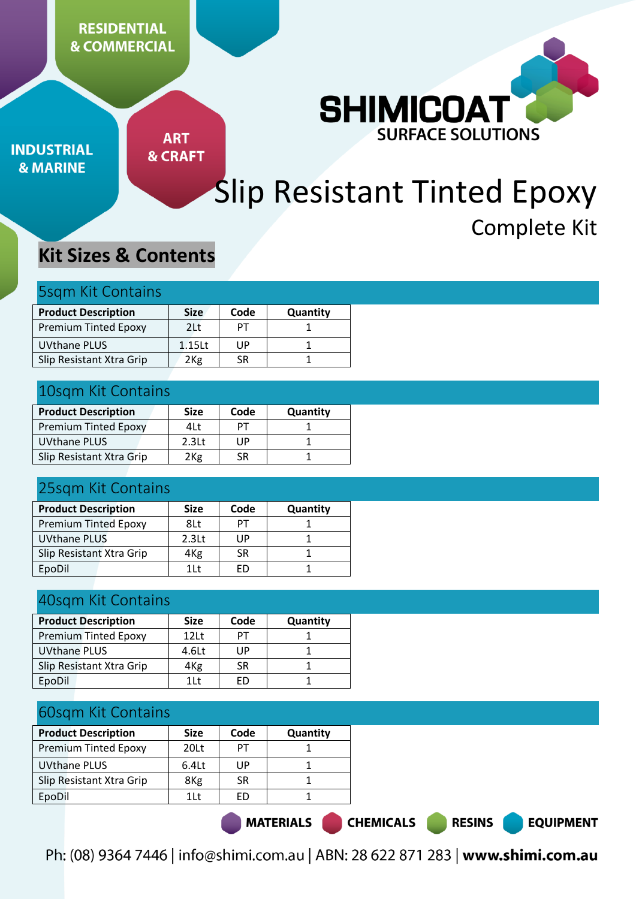RESIDENTIAL & COMMERCIAL

INDUSTRIAL & MARINE

ART & CRAFT

SHIMICOAT SURFACE SOLUTIONS

# Slip Resistant Tinted Epoxy

## Complete Kit

## Kit Sizes & Contents

### 5sqm Kit Contains

| Product Description | Size | Code | Quantity |
|---|---|---|---|
| Premium Tinted Epoxy | 2Lt | PT | 1 |
| UVthane PLUS | 1.15Lt | UP | 1 |
| Slip Resistant Xtra Grip | 2Kg | SR | 1 |

### 10sqm Kit Contains

| Product Description | Size | Code | Quantity |
|---|---|---|---|
| Premium Tinted Epoxy | 4Lt | PT | 1 |
| UVthane PLUS | 2.3Lt | UP | 1 |
| Slip Resistant Xtra Grip | 2Kg | SR | 1 |

### 25sqm Kit Contains

| Product Description | Size | Code | Quantity |
|---|---|---|---|
| Premium Tinted Epoxy | 8Lt | PT | 1 |
| UVthane PLUS | 2.3Lt | UP | 1 |
| Slip Resistant Xtra Grip | 4Kg | SR | 1 |
| EpoDil | 1Lt | ED | 1 |

### 40sqm Kit Contains

| Product Description | Size | Code | Quantity |
|---|---|---|---|
| Premium Tinted Epoxy | 12Lt | PT | 1 |
| UVthane PLUS | 4.6Lt | UP | 1 |
| Slip Resistant Xtra Grip | 4Kg | SR | 1 |
| EpoDil | 1Lt | ED | 1 |

### 60sqm Kit Contains

| Product Description | Size | Code | Quantity |
|---|---|---|---|
| Premium Tinted Epoxy | 20Lt | PT | 1 |
| UVthane PLUS | 6.4Lt | UP | 1 |
| Slip Resistant Xtra Grip | 8Kg | SR | 1 |
| EpoDil | 1Lt | ED | 1 |

MATERIALS CHEMICALS RESINS EQUIPMENT

Ph: (08) 9364 7446 | info@shimi.com.au | ABN: 28 622 871 283 | **www.shimi.com.au**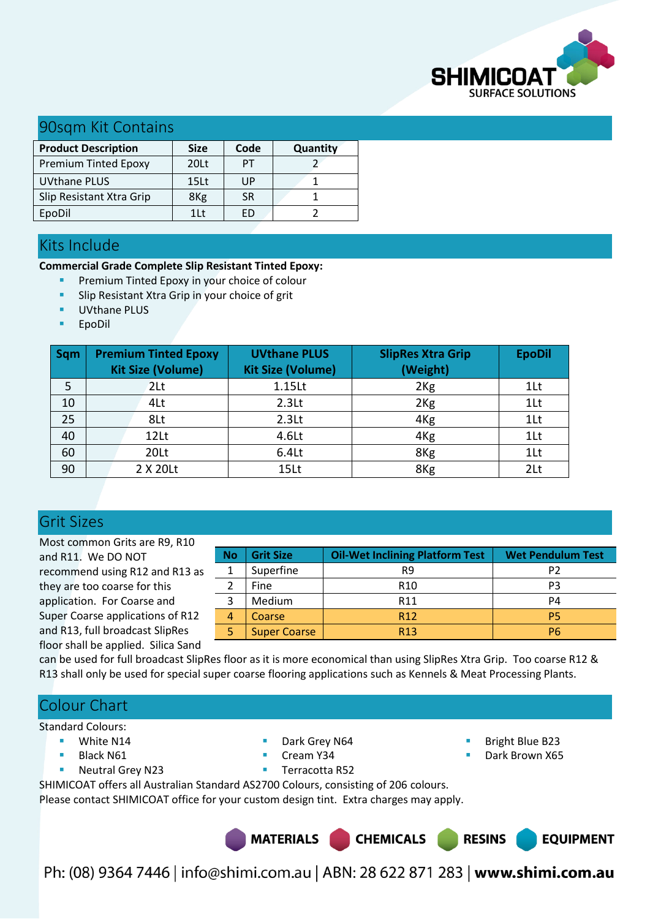## 90sqm Kit Contains

| Product Description | Size | Code | Quantity |
|---|---|---|---|
| Premium Tinted Epoxy | 20Lt | PT | 2 |
| UVthane PLUS | 15Lt | UP | 1 |
| Slip Resistant Xtra Grip | 8Kg | SR | 1 |
| EpoDil | 1Lt | ED | 2 |

## Kits Include

**Commercial Grade Complete Slip Resistant Tinted Epoxy:**

- Premium Tinted Epoxy in your choice of colour
- Slip Resistant Xtra Grip in your choice of grit
- UVthane PLUS
- EpoDil

| Sqm | Premium Tinted Epoxy Kit Size (Volume) | UVthane PLUS Kit Size (Volume) | SlipRes Xtra Grip (Weight) | EpoDil |
|---|---|---|---|---|
| 5 | 2Lt | 1.15Lt | 2Kg | 1Lt |
| 10 | 4Lt | 2.3Lt | 2Kg | 1Lt |
| 25 | 8Lt | 2.3Lt | 4Kg | 1Lt |
| 40 | 12Lt | 4.6Lt | 4Kg | 1Lt |
| 60 | 20Lt | 6.4Lt | 8Kg | 1Lt |
| 90 | 2 X 20Lt | 15Lt | 8Kg | 2Lt |

## Grit Sizes

Most common Grits are R9, R10 and R11. We DO NOT recommend using R12 and R13 as they are too coarse for this application. For Coarse and Super Coarse applications of R12 and R13, full broadcast SlipRes floor shall be applied. Silica Sand can be used for full broadcast SlipRes floor as it is more economical than using SlipRes Xtra Grip. Too coarse R12 & R13 shall only be used for special super coarse flooring applications such as Kennels & Meat Processing Plants.

| No | Grit Size | Oil-Wet Inclining Platform Test | Wet Pendulum Test |
|---|---|---|---|
| 1 | Superfine | R9 | P2 |
| 2 | Fine | R10 | P3 |
| 3 | Medium | R11 | P4 |
| 4 | Coarse | R12 | P5 |
| 5 | Super Coarse | R13 | P6 |

## Colour Chart

Standard Colours:

- White N14
- Black N61
- Neutral Grey N23
- Dark Grey N64
- Cream Y34
- Terracotta R52
- Bright Blue B23
- Dark Brown X65

SHIMICOAT offers all Australian Standard AS2700 Colours, consisting of 206 colours.
Please contact SHIMICOAT office for your custom design tint. Extra charges may apply.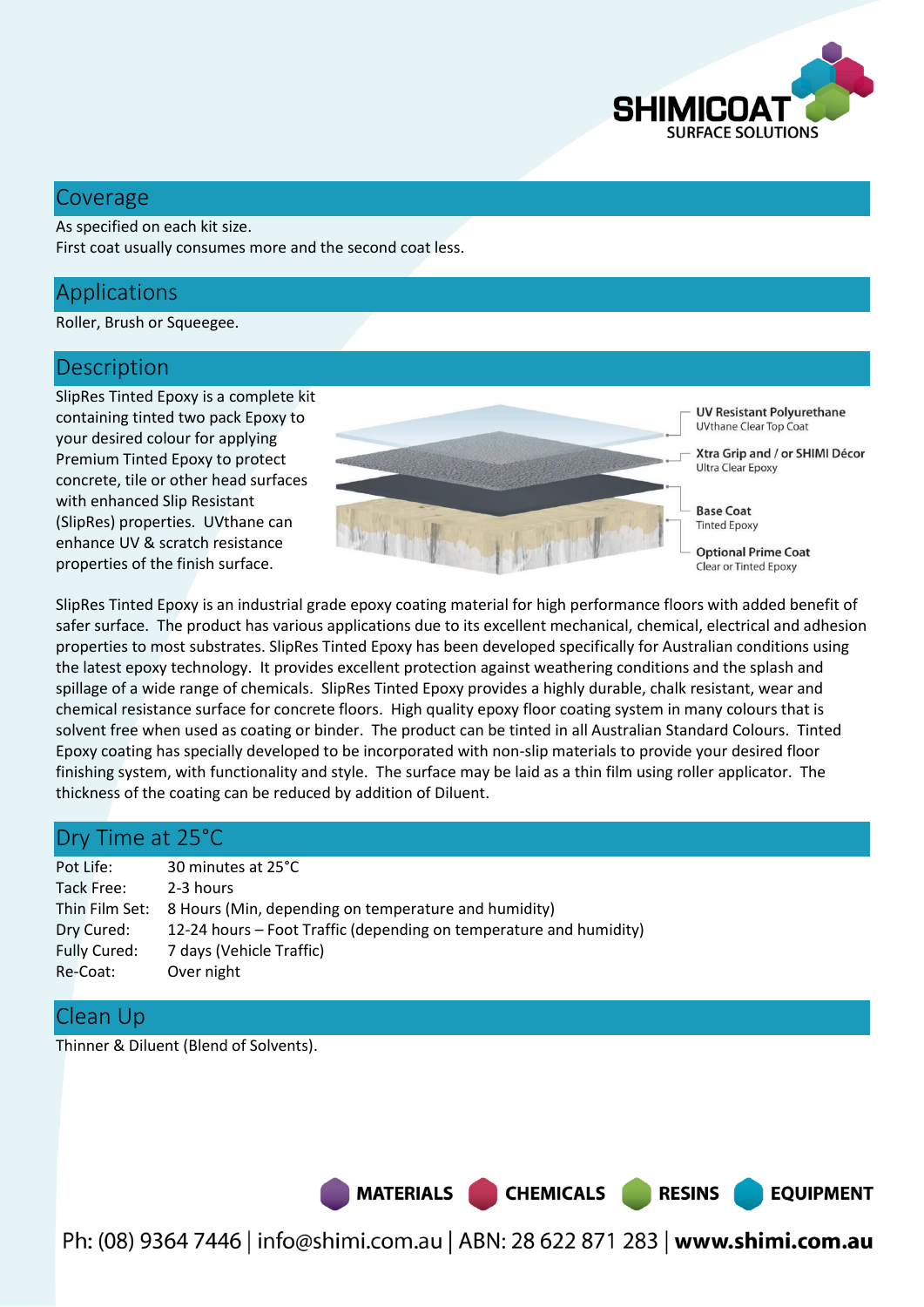## Coverage

As specified on each kit size.
First coat usually consumes more and the second coat less.

## Applications

Roller, Brush or Squeegee.

## Description

SlipRes Tinted Epoxy is a complete kit containing tinted two pack Epoxy to your desired colour for applying Premium Tinted Epoxy to protect concrete, tile or other head surfaces with enhanced Slip Resistant (SlipRes) properties. UVthane can enhance UV & scratch resistance properties of the finish surface.

**UV Resistant Polyurethane**
UVthane Clear Top Coat

**Xtra Grip and / or SHIMI Décor**
Ultra Clear Epoxy

**Base Coat**
Tinted Epoxy

**Optional Prime Coat**
Clear or Tinted Epoxy

SlipRes Tinted Epoxy is an industrial grade epoxy coating material for high performance floors with added benefit of safer surface. The product has various applications due to its excellent mechanical, chemical, electrical and adhesion properties to most substrates. SlipRes Tinted Epoxy has been developed specifically for Australian conditions using the latest epoxy technology. It provides excellent protection against weathering conditions and the splash and spillage of a wide range of chemicals. SlipRes Tinted Epoxy provides a highly durable, chalk resistant, wear and chemical resistance surface for concrete floors. High quality epoxy floor coating system in many colours that is solvent free when used as coating or binder. The product can be tinted in all Australian Standard Colours. Tinted Epoxy coating has specially developed to be incorporated with non-slip materials to provide your desired floor finishing system, with functionality and style. The surface may be laid as a thin film using roller applicator. The thickness of the coating can be reduced by addition of Diluent.

## Dry Time at 25°C

| | |
|---|---|
| Pot Life: | 30 minutes at 25°C |
| Tack Free: | 2-3 hours |
| Thin Film Set: | 8 Hours (Min, depending on temperature and humidity) |
| Dry Cured: | 12-24 hours – Foot Traffic (depending on temperature and humidity) |
| Fully Cured: | 7 days (Vehicle Traffic) |
| Re-Coat: | Over night |

## Clean Up

Thinner & Diluent (Blend of Solvents).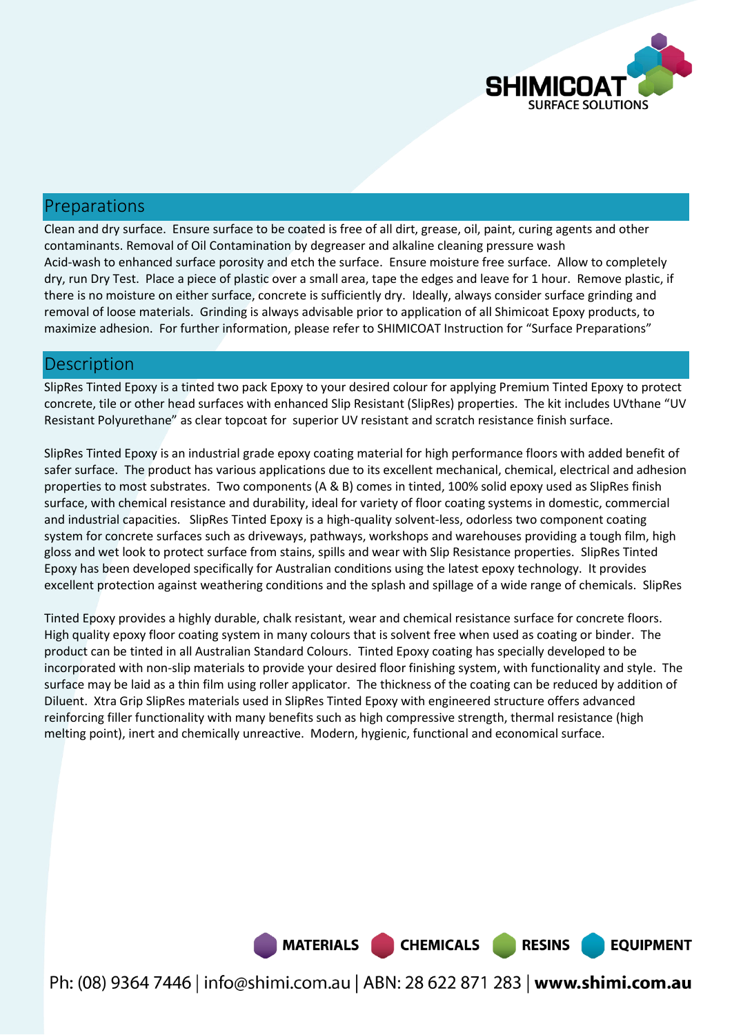## Preparations

Clean and dry surface. Ensure surface to be coated is free of all dirt, grease, oil, paint, curing agents and other contaminants. Removal of Oil Contamination by degreaser and alkaline cleaning pressure wash
Acid-wash to enhanced surface porosity and etch the surface. Ensure moisture free surface. Allow to completely dry, run Dry Test. Place a piece of plastic over a small area, tape the edges and leave for 1 hour. Remove plastic, if there is no moisture on either surface, concrete is sufficiently dry. Ideally, always consider surface grinding and removal of loose materials. Grinding is always advisable prior to application of all Shimicoat Epoxy products, to maximize adhesion. For further information, please refer to SHIMICOAT Instruction for "Surface Preparations"

## Description

SlipRes Tinted Epoxy is a tinted two pack Epoxy to your desired colour for applying Premium Tinted Epoxy to protect concrete, tile or other head surfaces with enhanced Slip Resistant (SlipRes) properties. The kit includes UVthane "UV Resistant Polyurethane" as clear topcoat for superior UV resistant and scratch resistance finish surface.

SlipRes Tinted Epoxy is an industrial grade epoxy coating material for high performance floors with added benefit of safer surface. The product has various applications due to its excellent mechanical, chemical, electrical and adhesion properties to most substrates. Two components (A & B) comes in tinted, 100% solid epoxy used as SlipRes finish surface, with chemical resistance and durability, ideal for variety of floor coating systems in domestic, commercial and industrial capacities. SlipRes Tinted Epoxy is a high-quality solvent-less, odorless two component coating system for concrete surfaces such as driveways, pathways, workshops and warehouses providing a tough film, high gloss and wet look to protect surface from stains, spills and wear with Slip Resistance properties. SlipRes Tinted Epoxy has been developed specifically for Australian conditions using the latest epoxy technology. It provides excellent protection against weathering conditions and the splash and spillage of a wide range of chemicals. SlipRes

Tinted Epoxy provides a highly durable, chalk resistant, wear and chemical resistance surface for concrete floors. High quality epoxy floor coating system in many colours that is solvent free when used as coating or binder. The product can be tinted in all Australian Standard Colours. Tinted Epoxy coating has specially developed to be incorporated with non-slip materials to provide your desired floor finishing system, with functionality and style. The surface may be laid as a thin film using roller applicator. The thickness of the coating can be reduced by addition of Diluent. Xtra Grip SlipRes materials used in SlipRes Tinted Epoxy with engineered structure offers advanced reinforcing filler functionality with many benefits such as high compressive strength, thermal resistance (high melting point), inert and chemically unreactive. Modern, hygienic, functional and economical surface.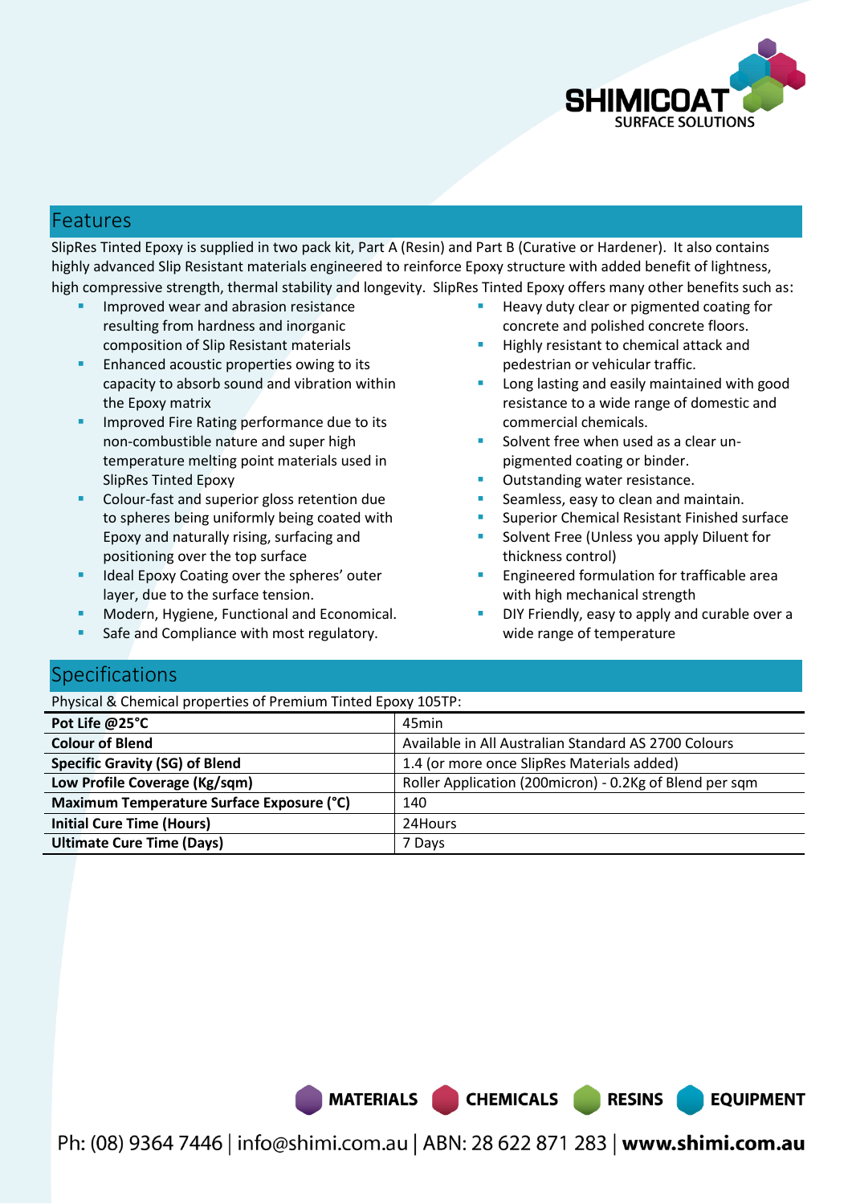## Features

SlipRes Tinted Epoxy is supplied in two pack kit, Part A (Resin) and Part B (Curative or Hardener). It also contains highly advanced Slip Resistant materials engineered to reinforce Epoxy structure with added benefit of lightness, high compressive strength, thermal stability and longevity. SlipRes Tinted Epoxy offers many other benefits such as:

- Improved wear and abrasion resistance resulting from hardness and inorganic composition of Slip Resistant materials
- Enhanced acoustic properties owing to its capacity to absorb sound and vibration within the Epoxy matrix
- Improved Fire Rating performance due to its non-combustible nature and super high temperature melting point materials used in SlipRes Tinted Epoxy
- Colour-fast and superior gloss retention due to spheres being uniformly being coated with Epoxy and naturally rising, surfacing and positioning over the top surface
- Ideal Epoxy Coating over the spheres' outer layer, due to the surface tension.
- Modern, Hygiene, Functional and Economical.
- Safe and Compliance with most regulatory.
- Heavy duty clear or pigmented coating for concrete and polished concrete floors.
- Highly resistant to chemical attack and pedestrian or vehicular traffic.
- Long lasting and easily maintained with good resistance to a wide range of domestic and commercial chemicals.
- Solvent free when used as a clear un-pigmented coating or binder.
- Outstanding water resistance.
- Seamless, easy to clean and maintain.
- Superior Chemical Resistant Finished surface
- Solvent Free (Unless you apply Diluent for thickness control)
- Engineered formulation for trafficable area with high mechanical strength
- DIY Friendly, easy to apply and curable over a wide range of temperature

## Specifications

Physical & Chemical properties of Premium Tinted Epoxy 105TP:

| | |
|---|---|
| **Pot Life @25°C** | 45min |
| **Colour of Blend** | Available in All Australian Standard AS 2700 Colours |
| **Specific Gravity (SG) of Blend** | 1.4 (or more once SlipRes Materials added) |
| **Low Profile Coverage (Kg/sqm)** | Roller Application (200micron) - 0.2Kg of Blend per sqm |
| **Maximum Temperature Surface Exposure (°C)** | 140 |
| **Initial Cure Time (Hours)** | 24Hours |
| **Ultimate Cure Time (Days)** | 7 Days |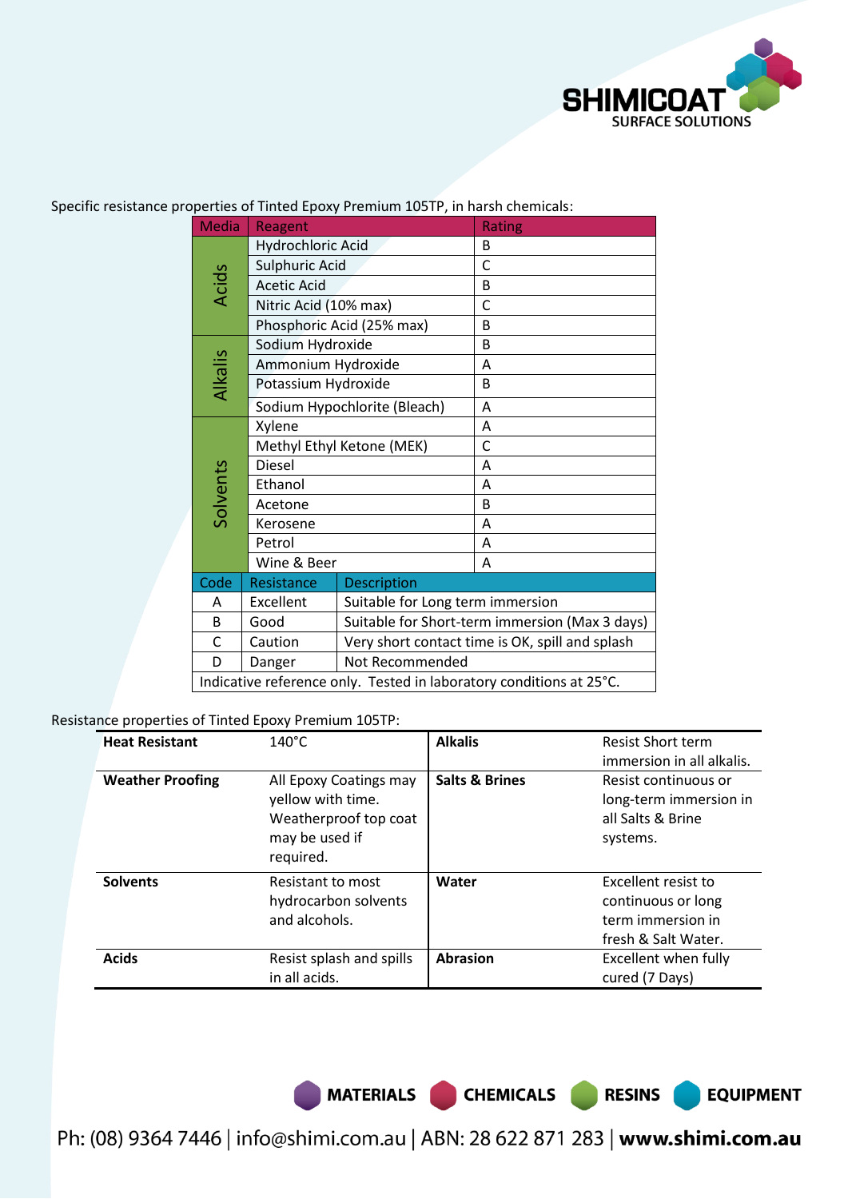Specific resistance properties of Tinted Epoxy Premium 105TP, in harsh chemicals:

| Media | Reagent | Rating |
|---|---|---|
| Acids | Hydrochloric Acid | B |
| | Sulphuric Acid | C |
| | Acetic Acid | B |
| | Nitric Acid (10% max) | C |
| | Phosphoric Acid (25% max) | B |
| Alkalis | Sodium Hydroxide | B |
| | Ammonium Hydroxide | A |
| | Potassium Hydroxide | B |
| | Sodium Hypochlorite (Bleach) | A |
| Solvents | Xylene | A |
| | Methyl Ethyl Ketone (MEK) | C |
| | Diesel | A |
| | Ethanol | A |
| | Acetone | B |
| | Kerosene | A |
| | Petrol | A |
| | Wine & Beer | A |

| Code | Resistance | Description |
|---|---|---|
| A | Excellent | Suitable for Long term immersion |
| B | Good | Suitable for Short-term immersion (Max 3 days) |
| C | Caution | Very short contact time is OK, spill and splash |
| D | Danger | Not Recommended |

Indicative reference only. Tested in laboratory conditions at 25°C.

Resistance properties of Tinted Epoxy Premium 105TP:

| | | | |
|---|---|---|---|
| **Heat Resistant** | 140°C | **Alkalis** | Resist Short term immersion in all alkalis. |
| **Weather Proofing** | All Epoxy Coatings may yellow with time. Weatherproof top coat may be used if required. | **Salts & Brines** | Resist continuous or long-term immersion in all Salts & Brine systems. |
| **Solvents** | Resistant to most hydrocarbon solvents and alcohols. | **Water** | Excellent resist to continuous or long term immersion in fresh & Salt Water. |
| **Acids** | Resist splash and spills in all acids. | **Abrasion** | Excellent when fully cured (7 Days) |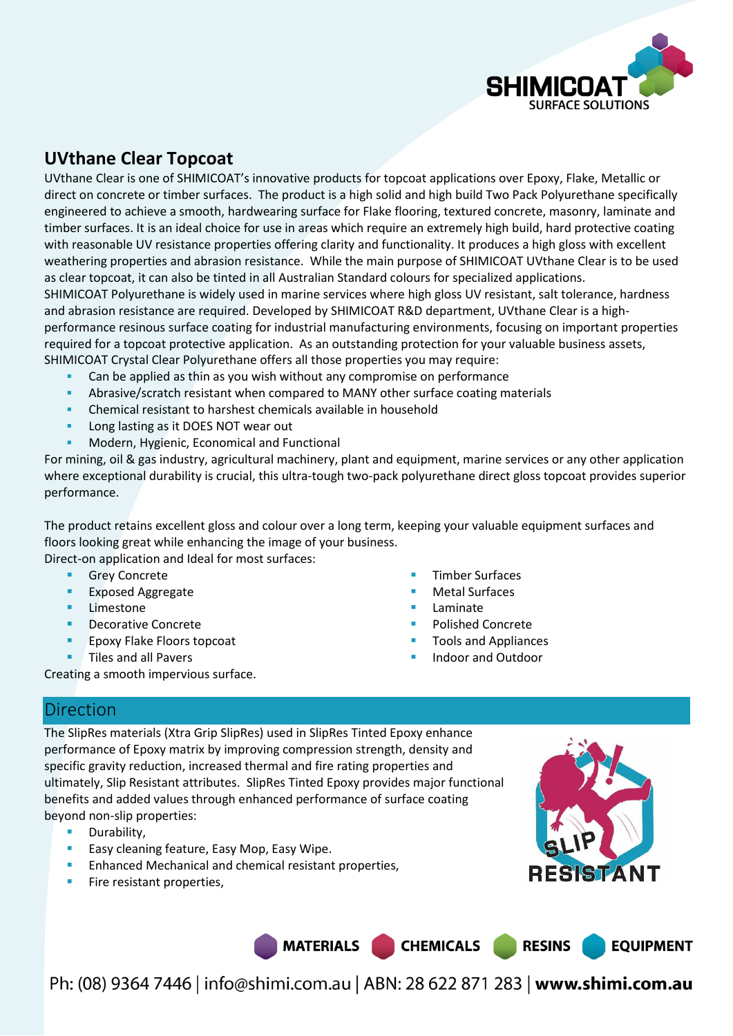## UVthane Clear Topcoat

UVthane Clear is one of SHIMICOAT's innovative products for topcoat applications over Epoxy, Flake, Metallic or direct on concrete or timber surfaces. The product is a high solid and high build Two Pack Polyurethane specifically engineered to achieve a smooth, hardwearing surface for Flake flooring, textured concrete, masonry, laminate and timber surfaces. It is an ideal choice for use in areas which require an extremely high build, hard protective coating with reasonable UV resistance properties offering clarity and functionality. It produces a high gloss with excellent weathering properties and abrasion resistance. While the main purpose of SHIMICOAT UVthane Clear is to be used as clear topcoat, it can also be tinted in all Australian Standard colours for specialized applications.
SHIMICOAT Polyurethane is widely used in marine services where high gloss UV resistant, salt tolerance, hardness and abrasion resistance are required. Developed by SHIMICOAT R&D department, UVthane Clear is a high-performance resinous surface coating for industrial manufacturing environments, focusing on important properties required for a topcoat protective application. As an outstanding protection for your valuable business assets, SHIMICOAT Crystal Clear Polyurethane offers all those properties you may require:

- Can be applied as thin as you wish without any compromise on performance
- Abrasive/scratch resistant when compared to MANY other surface coating materials
- Chemical resistant to harshest chemicals available in household
- Long lasting as it DOES NOT wear out
- Modern, Hygienic, Economical and Functional

For mining, oil & gas industry, agricultural machinery, plant and equipment, marine services or any other application where exceptional durability is crucial, this ultra-tough two-pack polyurethane direct gloss topcoat provides superior performance.

The product retains excellent gloss and colour over a long term, keeping your valuable equipment surfaces and floors looking great while enhancing the image of your business.
Direct-on application and Ideal for most surfaces:

- Grey Concrete
- Exposed Aggregate
- Limestone
- Decorative Concrete
- Epoxy Flake Floors topcoat
- Tiles and all Pavers
- Timber Surfaces
- Metal Surfaces
- Laminate
- Polished Concrete
- Tools and Appliances
- Indoor and Outdoor

Creating a smooth impervious surface.

## Direction

The SlipRes materials (Xtra Grip SlipRes) used in SlipRes Tinted Epoxy enhance performance of Epoxy matrix by improving compression strength, density and specific gravity reduction, increased thermal and fire rating properties and ultimately, Slip Resistant attributes. SlipRes Tinted Epoxy provides major functional benefits and added values through enhanced performance of surface coating beyond non-slip properties:

- Durability,
- Easy cleaning feature, Easy Mop, Easy Wipe.
- Enhanced Mechanical and chemical resistant properties,
- Fire resistant properties,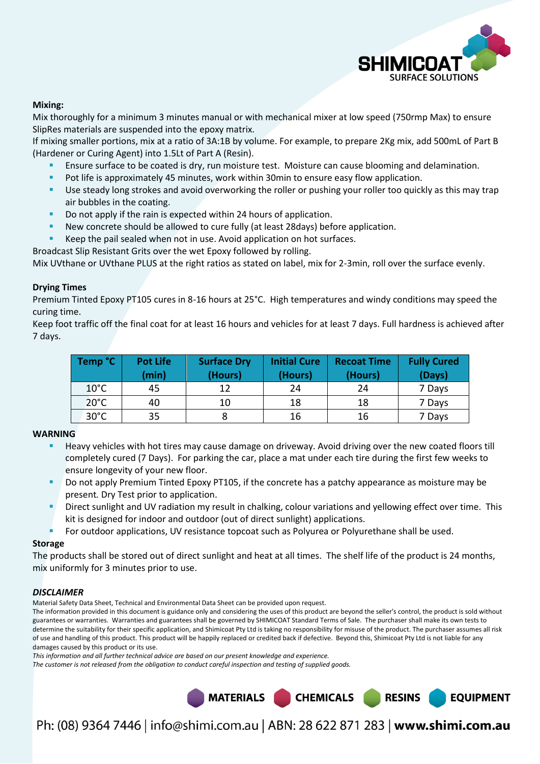**Mixing:**

Mix thoroughly for a minimum 3 minutes manual or with mechanical mixer at low speed (750rmp Max) to ensure SlipRes materials are suspended into the epoxy matrix.

If mixing smaller portions, mix at a ratio of 3A:1B by volume. For example, to prepare 2Kg mix, add 500mL of Part B (Hardener or Curing Agent) into 1.5Lt of Part A (Resin).

- Ensure surface to be coated is dry, run moisture test. Moisture can cause blooming and delamination.
- Pot life is approximately 45 minutes, work within 30min to ensure easy flow application.
- Use steady long strokes and avoid overworking the roller or pushing your roller too quickly as this may trap air bubbles in the coating.
- Do not apply if the rain is expected within 24 hours of application.
- New concrete should be allowed to cure fully (at least 28days) before application.
- Keep the pail sealed when not in use. Avoid application on hot surfaces.

Broadcast Slip Resistant Grits over the wet Epoxy followed by rolling.

Mix UVthane or UVthane PLUS at the right ratios as stated on label, mix for 2-3min, roll over the surface evenly.

**Drying Times**

Premium Tinted Epoxy PT105 cures in 8-16 hours at 25°C. High temperatures and windy conditions may speed the curing time.

Keep foot traffic off the final coat for at least 16 hours and vehicles for at least 7 days. Full hardness is achieved after 7 days.

| Temp °C | Pot Life (min) | Surface Dry (Hours) | Initial Cure (Hours) | Recoat Time (Hours) | Fully Cured (Days) |
|---|---|---|---|---|---|
| 10°C | 45 | 12 | 24 | 24 | 7 Days |
| 20°C | 40 | 10 | 18 | 18 | 7 Days |
| 30°C | 35 | 8 | 16 | 16 | 7 Days |

**WARNING**

- Heavy vehicles with hot tires may cause damage on driveway. Avoid driving over the new coated floors till completely cured (7 Days). For parking the car, place a mat under each tire during the first few weeks to ensure longevity of your new floor.
- Do not apply Premium Tinted Epoxy PT105, if the concrete has a patchy appearance as moisture may be present. Dry Test prior to application.
- Direct sunlight and UV radiation my result in chalking, colour variations and yellowing effect over time. This kit is designed for indoor and outdoor (out of direct sunlight) applications.
- For outdoor applications, UV resistance topcoat such as Polyurea or Polyurethane shall be used.

**Storage**

The products shall be stored out of direct sunlight and heat at all times. The shelf life of the product is 24 months, mix uniformly for 3 minutes prior to use.

***DISCLAIMER***

Material Safety Data Sheet, Technical and Environmental Data Sheet can be provided upon request.

The information provided in this document is guidance only and considering the uses of this product are beyond the seller's control, the product is sold without guarantees or warranties. Warranties and guarantees shall be governed by SHIMICOAT Standard Terms of Sale. The purchaser shall make its own tests to determine the suitability for their specific application, and Shimicoat Pty Ltd is taking no responsibility for misuse of the product. The purchaser assumes all risk of use and handling of this product. This product will be happily replaced or credited back if defective. Beyond this, Shimicoat Pty Ltd is not liable for any damages caused by this product or its use.

*This information and all further technical advice are based on our present knowledge and experience.*

*The customer is not released from the obligation to conduct careful inspection and testing of supplied goods.*

MATERIALS CHEMICALS RESINS EQUIPMENT

Ph: (08) 9364 7446 | info@shimi.com.au | ABN: 28 622 871 283 | **www.shimi.com.au**